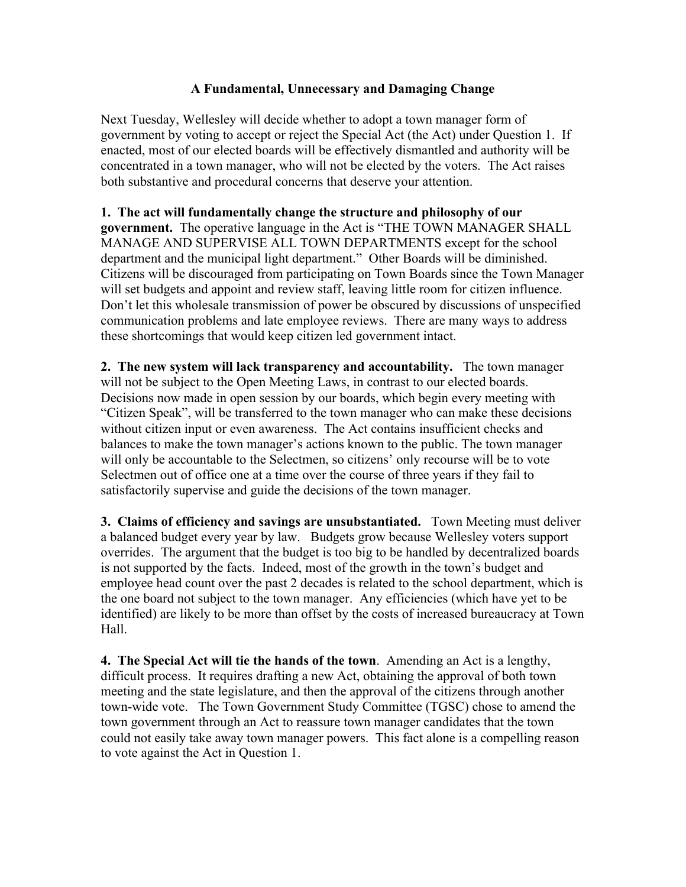# A Fundamental, Unnecessary and Damaging Change

Next Tuesday, Wellesley will decide whether to adopt a town manager form of government by voting to accept or reject the Special Act (the Act) under Question 1. If enacted, most of our elected boards will be effectively dismantled and authority will be concentrated in a town manager, who will not be elected by the voters. The Act raises both substantive and procedural concerns that deserve your attention.

**1. The act will fundamentally change the structure and philosophy of our government.** The operative language in the Act is "THE TOWN MANAGER SHALL MANAGE AND SUPERVISE ALL TOWN DEPARTMENTS except for the school department and the municipal light department." Other Boards will be diminished. Citizens will be discouraged from participating on Town Boards since the Town Manager will set budgets and appoint and review staff, leaving little room for citizen influence. Don't let this wholesale transmission of power be obscured by discussions of unspecified communication problems and late employee reviews. There are many ways to address these shortcomings that would keep citizen led government intact.

**2. The new system will lack transparency and accountability.** The town manager will not be subject to the Open Meeting Laws, in contrast to our elected boards. Decisions now made in open session by our boards, which begin every meeting with "Citizen Speak", will be transferred to the town manager who can make these decisions without citizen input or even awareness. The Act contains insufficient checks and balances to make the town manager's actions known to the public. The town manager will only be accountable to the Selectmen, so citizens' only recourse will be to vote Selectmen out of office one at a time over the course of three years if they fail to satisfactorily supervise and guide the decisions of the town manager.

**3. Claims of efficiency and savings are unsubstantiated.** Town Meeting must deliver a balanced budget every year by law. Budgets grow because Wellesley voters support overrides. The argument that the budget is too big to be handled by decentralized boards is not supported by the facts. Indeed, most of the growth in the town's budget and employee head count over the past 2 decades is related to the school department, which is the one board not subject to the town manager. Any efficiencies (which have yet to be identified) are likely to be more than offset by the costs of increased bureaucracy at Town Hall.

**4. The Special Act will tie the hands of the town**. Amending an Act is a lengthy, difficult process. It requires drafting a new Act, obtaining the approval of both town meeting and the state legislature, and then the approval of the citizens through another town-wide vote. The Town Government Study Committee (TGSC) chose to amend the town government through an Act to reassure town manager candidates that the town could not easily take away town manager powers. This fact alone is a compelling reason to vote against the Act in Question 1.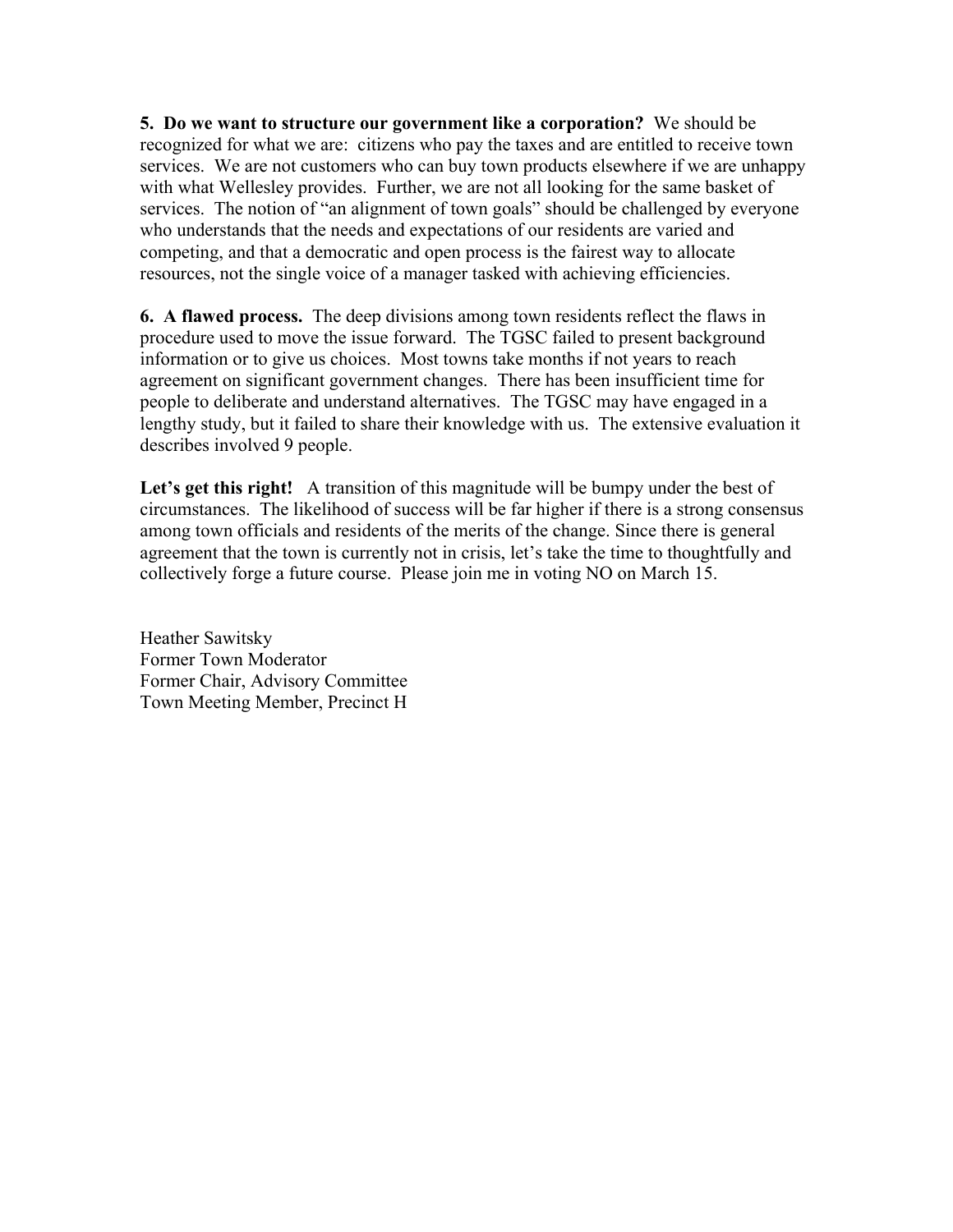**5. Do we want to structure our government like a corporation?** We should be recognized for what we are: citizens who pay the taxes and are entitled to receive town services. We are not customers who can buy town products elsewhere if we are unhappy with what Wellesley provides. Further, we are not all looking for the same basket of services. The notion of "an alignment of town goals" should be challenged by everyone who understands that the needs and expectations of our residents are varied and competing, and that a democratic and open process is the fairest way to allocate resources, not the single voice of a manager tasked with achieving efficiencies.

**6. A flawed process.** The deep divisions among town residents reflect the flaws in procedure used to move the issue forward. The TGSC failed to present background information or to give us choices. Most towns take months if not years to reach agreement on significant government changes. There has been insufficient time for people to deliberate and understand alternatives. The TGSC may have engaged in a lengthy study, but it failed to share their knowledge with us. The extensive evaluation it describes involved 9 people.

**Let's get this right!** A transition of this magnitude will be bumpy under the best of circumstances. The likelihood of success will be far higher if there is a strong consensus among town officials and residents of the merits of the change. Since there is general agreement that the town is currently not in crisis, let's take the time to thoughtfully and collectively forge a future course. Please join me in voting NO on March 15.

Heather Sawitsky
Former Town Moderator
Former Chair, Advisory Committee
Town Meeting Member, Precinct H